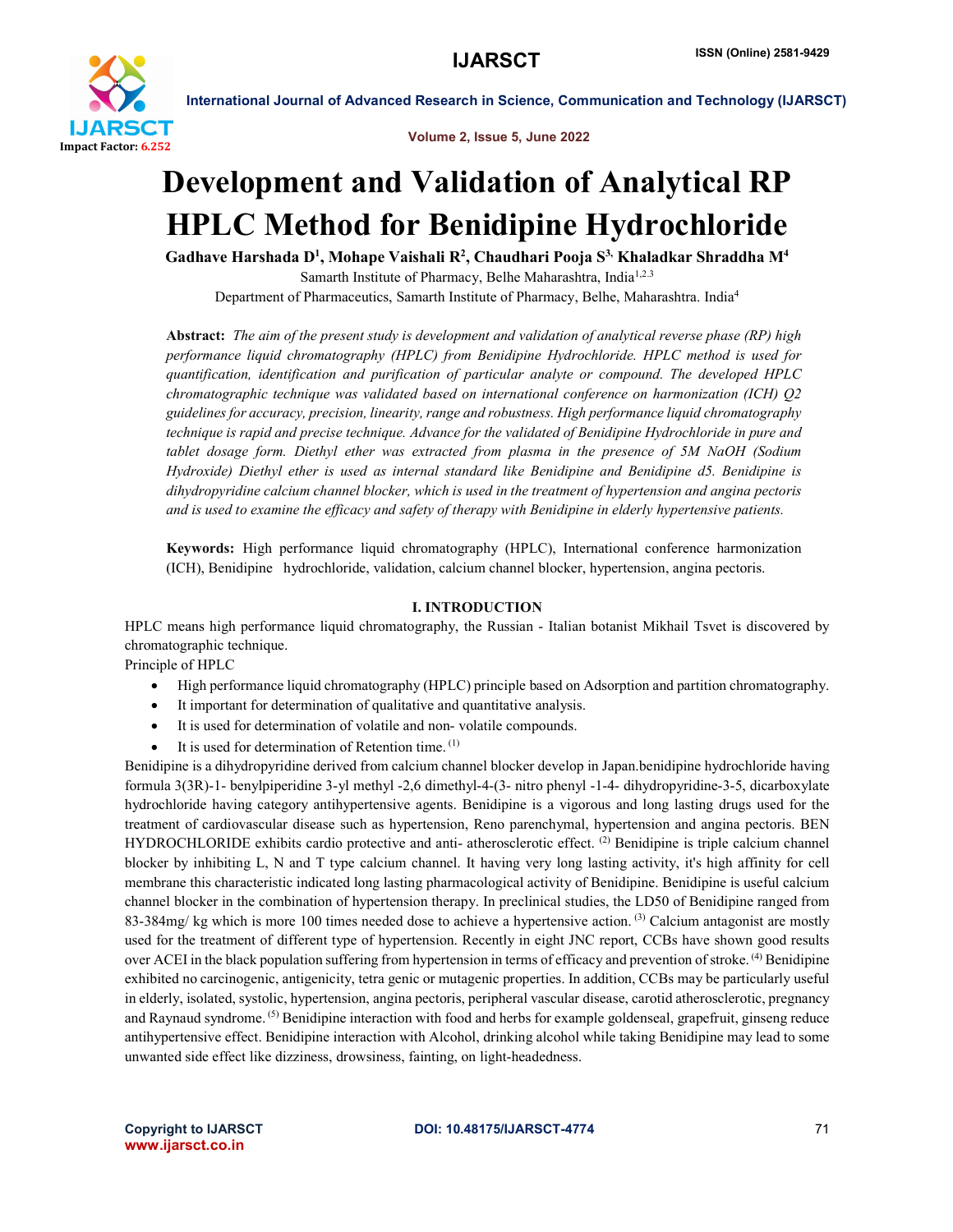# Development and Validation of Analytical RP HPLC Method for Benidipine Hydrochloride

**Gadhave Harshada D[1], Mohape Vaishali R[2], Chaudhari Pooja S[3], Khaladkar Shraddha M[4]**

Samarth Institute of Pharmacy, Belhe Maharashtra, India[1,2,3]

Department of Pharmaceutics, Samarth Institute of Pharmacy, Belhe, Maharashtra. India[4]

**Abstract:** *The aim of the present study is development and validation of analytical reverse phase (RP) high performance liquid chromatography (HPLC) from Benidipine Hydrochloride. HPLC method is used for quantification, identification and purification of particular analyte or compound. The developed HPLC chromatographic technique was validated based on international conference on harmonization (ICH) Q2 guidelines for accuracy, precision, linearity, range and robustness. High performance liquid chromatography technique is rapid and precise technique. Advance for the validated of Benidipine Hydrochloride in pure and tablet dosage form. Diethyl ether was extracted from plasma in the presence of 5M NaOH (Sodium Hydroxide) Diethyl ether is used as internal standard like Benidipine and Benidipine d5. Benidipine is dihydropyridine calcium channel blocker, which is used in the treatment of hypertension and angina pectoris and is used to examine the efficacy and safety of therapy with Benidipine in elderly hypertensive patients.*

**Keywords:** High performance liquid chromatography (HPLC), International conference harmonization (ICH), Benidipine hydrochloride, validation, calcium channel blocker, hypertension, angina pectoris.

## I. INTRODUCTION

HPLC means high performance liquid chromatography, the Russian - Italian botanist Mikhail Tsvet is discovered by chromatographic technique.

Principle of HPLC

- High performance liquid chromatography (HPLC) principle based on Adsorption and partition chromatography.
- It important for determination of qualitative and quantitative analysis.
- It is used for determination of volatile and non- volatile compounds.
- It is used for determination of Retention time. [1]

Benidipine is a dihydropyridine derived from calcium channel blocker develop in Japan.benidipine hydrochloride having formula 3(3R)-1- benylpiperidine 3-yl methyl -2,6 dimethyl-4-(3- nitro phenyl -1-4- dihydropyridine-3-5, dicarboxylate hydrochloride having category antihypertensive agents. Benidipine is a vigorous and long lasting drugs used for the treatment of cardiovascular disease such as hypertension, Reno parenchymal, hypertension and angina pectoris. BEN HYDROCHLORIDE exhibits cardio protective and anti- atherosclerotic effect. [2] Benidipine is triple calcium channel blocker by inhibiting L, N and T type calcium channel. It having very long lasting activity, it's high affinity for cell membrane this characteristic indicated long lasting pharmacological activity of Benidipine. Benidipine is useful calcium channel blocker in the combination of hypertension therapy. In preclinical studies, the LD50 of Benidipine ranged from 83-384mg/ kg which is more 100 times needed dose to achieve a hypertensive action. [3] Calcium antagonist are mostly used for the treatment of different type of hypertension. Recently in eight JNC report, CCBs have shown good results over ACEI in the black population suffering from hypertension in terms of efficacy and prevention of stroke. [4] Benidipine exhibited no carcinogenic, antigenicity, tetra genic or mutagenic properties. In addition, CCBs may be particularly useful in elderly, isolated, systolic, hypertension, angina pectoris, peripheral vascular disease, carotid atherosclerotic, pregnancy and Raynaud syndrome. [5] Benidipine interaction with food and herbs for example goldenseal, grapefruit, ginseng reduce antihypertensive effect. Benidipine interaction with Alcohol, drinking alcohol while taking Benidipine may lead to some unwanted side effect like dizziness, drowsiness, fainting, on light-headedness.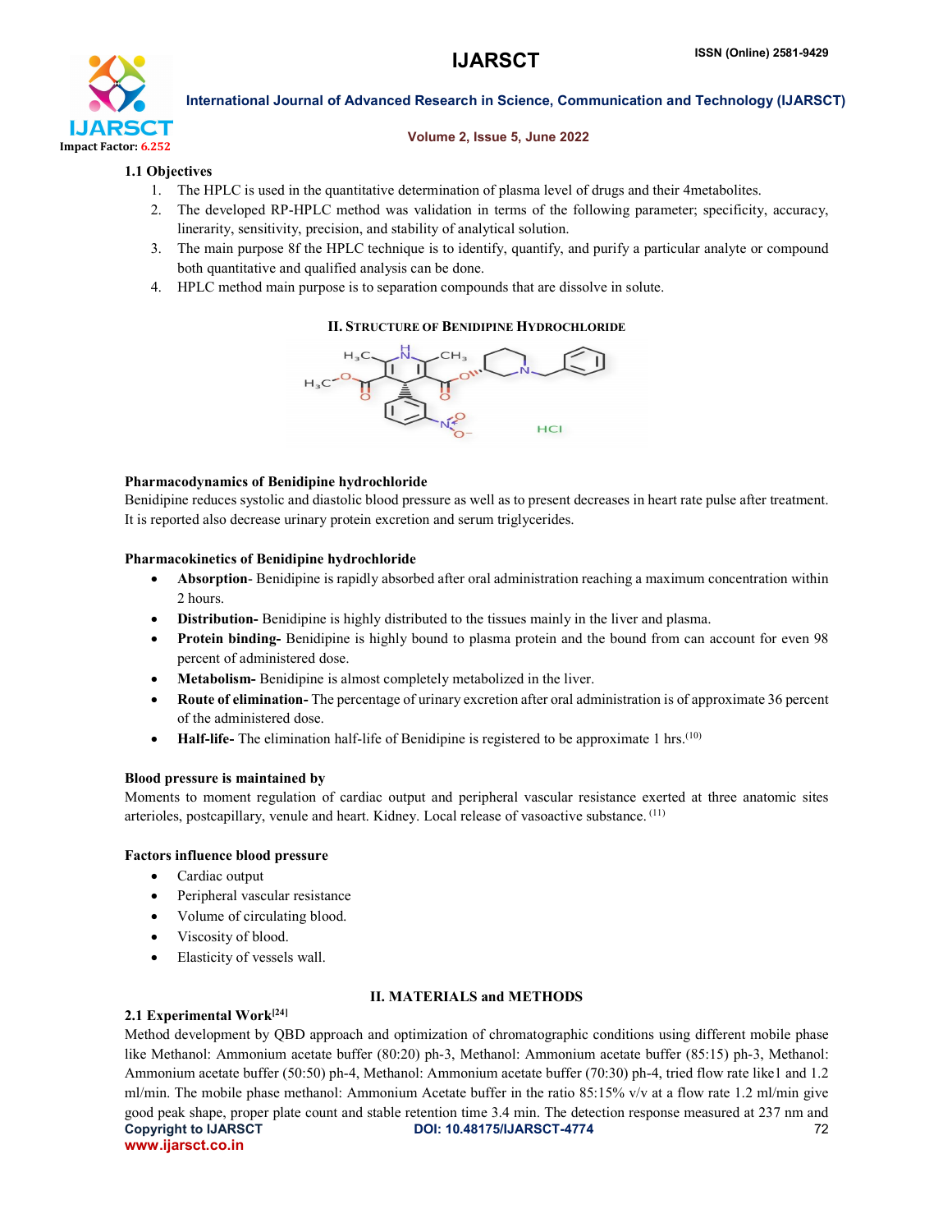### 1.1 Objectives

1. The HPLC is used in the quantitative determination of plasma level of drugs and their 4metabolites.
2. The developed RP-HPLC method was validation in terms of the following parameter; specificity, accuracy, linearity, sensitivity, precision, and stability of analytical solution.
3. The main purpose 8f the HPLC technique is to identify, quantify, and purify a particular analyte or compound both quantitative and qualified analysis can be done.
4. HPLC method main purpose is to separation compounds that are dissolve in solute.

## II. Structure of Benidipine Hydrochloride

### Pharmacodynamics of Benidipine hydrochloride

Benidipine reduces systolic and diastolic blood pressure as well as to present decreases in heart rate pulse after treatment. It is reported also decrease urinary protein excretion and serum triglycerides.

### Pharmacokinetics of Benidipine hydrochloride

- **Absorption**- Benidipine is rapidly absorbed after oral administration reaching a maximum concentration within 2 hours.
- **Distribution-** Benidipine is highly distributed to the tissues mainly in the liver and plasma.
- **Protein binding-** Benidipine is highly bound to plasma protein and the bound from can account for even 98 percent of administered dose.
- **Metabolism-** Benidipine is almost completely metabolized in the liver.
- **Route of elimination-** The percentage of urinary excretion after oral administration is of approximate 36 percent of the administered dose.
- **Half-life-** The elimination half-life of Benidipine is registered to be approximate 1 hrs.[10]

### Blood pressure is maintained by

Moments to moment regulation of cardiac output and peripheral vascular resistance exerted at three anatomic sites arterioles, postcapillary, venule and heart. Kidney. Local release of vasoactive substance. [11]

### Factors influence blood pressure

- Cardiac output
- Peripheral vascular resistance
- Volume of circulating blood.
- Viscosity of blood.
- Elasticity of vessels wall.

## II. MATERIALS and METHODS

### 2.1 Experimental Work[24]

Method development by QBD approach and optimization of chromatographic conditions using different mobile phase like Methanol: Ammonium acetate buffer (80:20) ph-3, Methanol: Ammonium acetate buffer (85:15) ph-3, Methanol: Ammonium acetate buffer (50:50) ph-4, Methanol: Ammonium acetate buffer (70:30) ph-4, tried flow rate like1 and 1.2 ml/min. The mobile phase methanol: Ammonium Acetate buffer in the ratio 85:15% v/v at a flow rate 1.2 ml/min give good peak shape, proper plate count and stable retention time 3.4 min. The detection response measured at 237 nm and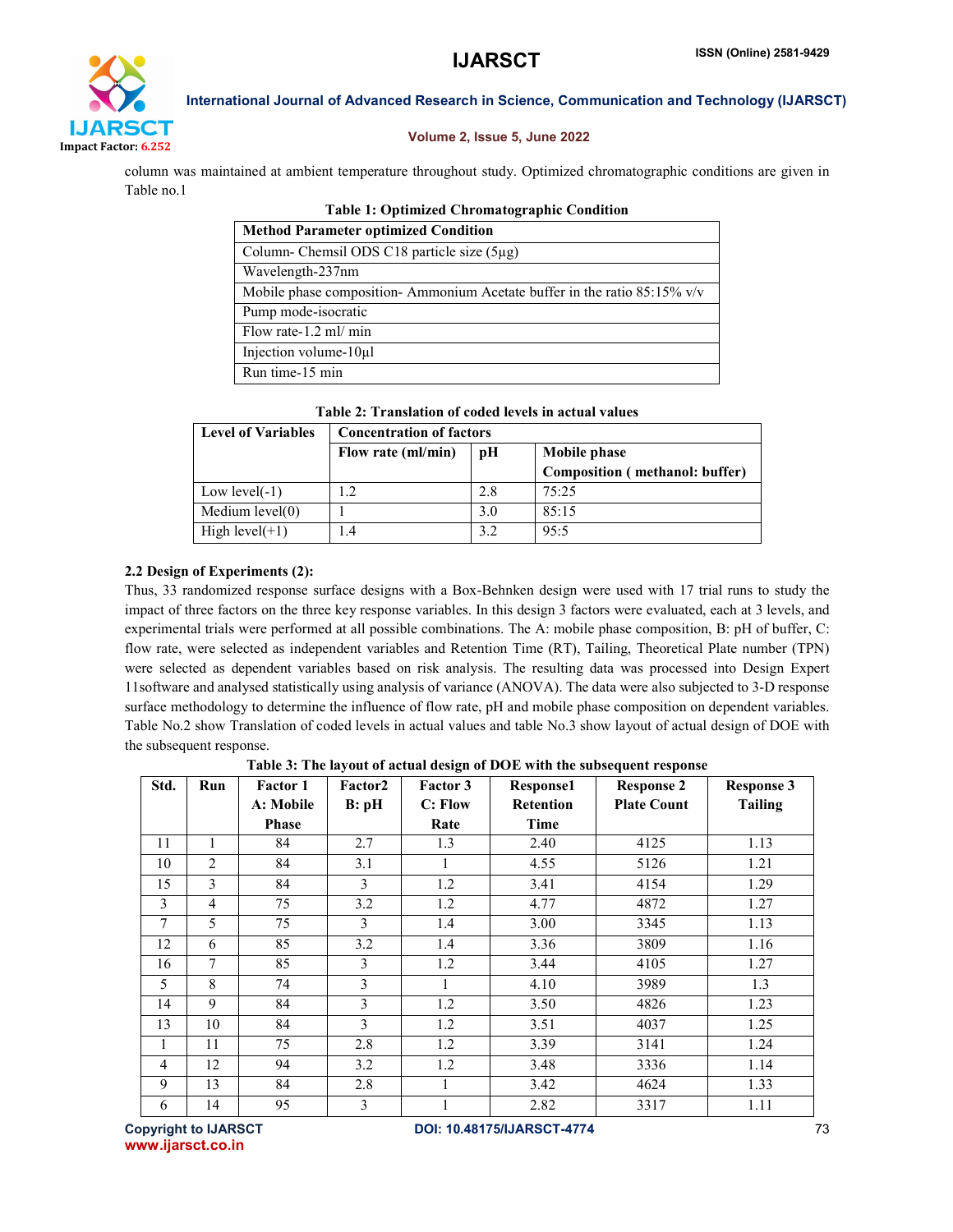column was maintained at ambient temperature throughout study. Optimized chromatographic conditions are given in Table no.1

**Table 1: Optimized Chromatographic Condition**

| Method Parameter optimized Condition |
|---|
| Column- Chemsil ODS C18 particle size (5µg) |
| Wavelength-237nm |
| Mobile phase composition- Ammonium Acetate buffer in the ratio 85:15% v/v |
| Pump mode-isocratic |
| Flow rate-1.2 ml/ min |
| Injection volume-10µl |
| Run time-15 min |

**Table 2: Translation of coded levels in actual values**

| Level of Variables | Concentration of factors | | |
|---|---|---|---|
| | Flow rate (ml/min) | pH | Mobile phase Composition ( methanol: buffer) |
| Low level(-1) | 1.2 | 2.8 | 75:25 |
| Medium level(0) | 1 | 3.0 | 85:15 |
| High level(+1) | 1.4 | 3.2 | 95:5 |

### 2.2 Design of Experiments (2):

Thus, 33 randomized response surface designs with a Box-Behnken design were used with 17 trial runs to study the impact of three factors on the three key response variables. In this design 3 factors were evaluated, each at 3 levels, and experimental trials were performed at all possible combinations. The A: mobile phase composition, B: pH of buffer, C: flow rate, were selected as independent variables and Retention Time (RT), Tailing, Theoretical Plate number (TPN) were selected as dependent variables based on risk analysis. The resulting data was processed into Design Expert 11software and analysed statistically using analysis of variance (ANOVA). The data were also subjected to 3-D response surface methodology to determine the influence of flow rate, pH and mobile phase composition on dependent variables. Table No.2 show Translation of coded levels in actual values and table No.3 show layout of actual design of DOE with the subsequent response.

**Table 3: The layout of actual design of DOE with the subsequent response**

| Std. | Run | Factor 1 A: Mobile Phase | Factor2 B: pH | Factor 3 C: Flow Rate | Response1 Retention Time | Response 2 Plate Count | Response 3 Tailing |
|---|---|---|---|---|---|---|---|
| 11 | 1 | 84 | 2.7 | 1.3 | 2.40 | 4125 | 1.13 |
| 10 | 2 | 84 | 3.1 | 1 | 4.55 | 5126 | 1.21 |
| 15 | 3 | 84 | 3 | 1.2 | 3.41 | 4154 | 1.29 |
| 3 | 4 | 75 | 3.2 | 1.2 | 4.77 | 4872 | 1.27 |
| 7 | 5 | 75 | 3 | 1.4 | 3.00 | 3345 | 1.13 |
| 12 | 6 | 85 | 3.2 | 1.4 | 3.36 | 3809 | 1.16 |
| 16 | 7 | 85 | 3 | 1.2 | 3.44 | 4105 | 1.27 |
| 5 | 8 | 74 | 3 | 1 | 4.10 | 3989 | 1.3 |
| 14 | 9 | 84 | 3 | 1.2 | 3.50 | 4826 | 1.23 |
| 13 | 10 | 84 | 3 | 1.2 | 3.51 | 4037 | 1.25 |
| 1 | 11 | 75 | 2.8 | 1.2 | 3.39 | 3141 | 1.24 |
| 4 | 12 | 94 | 3.2 | 1.2 | 3.48 | 3336 | 1.14 |
| 9 | 13 | 84 | 2.8 | 1 | 3.42 | 4624 | 1.33 |
| 6 | 14 | 95 | 3 | 1 | 2.82 | 3317 | 1.11 |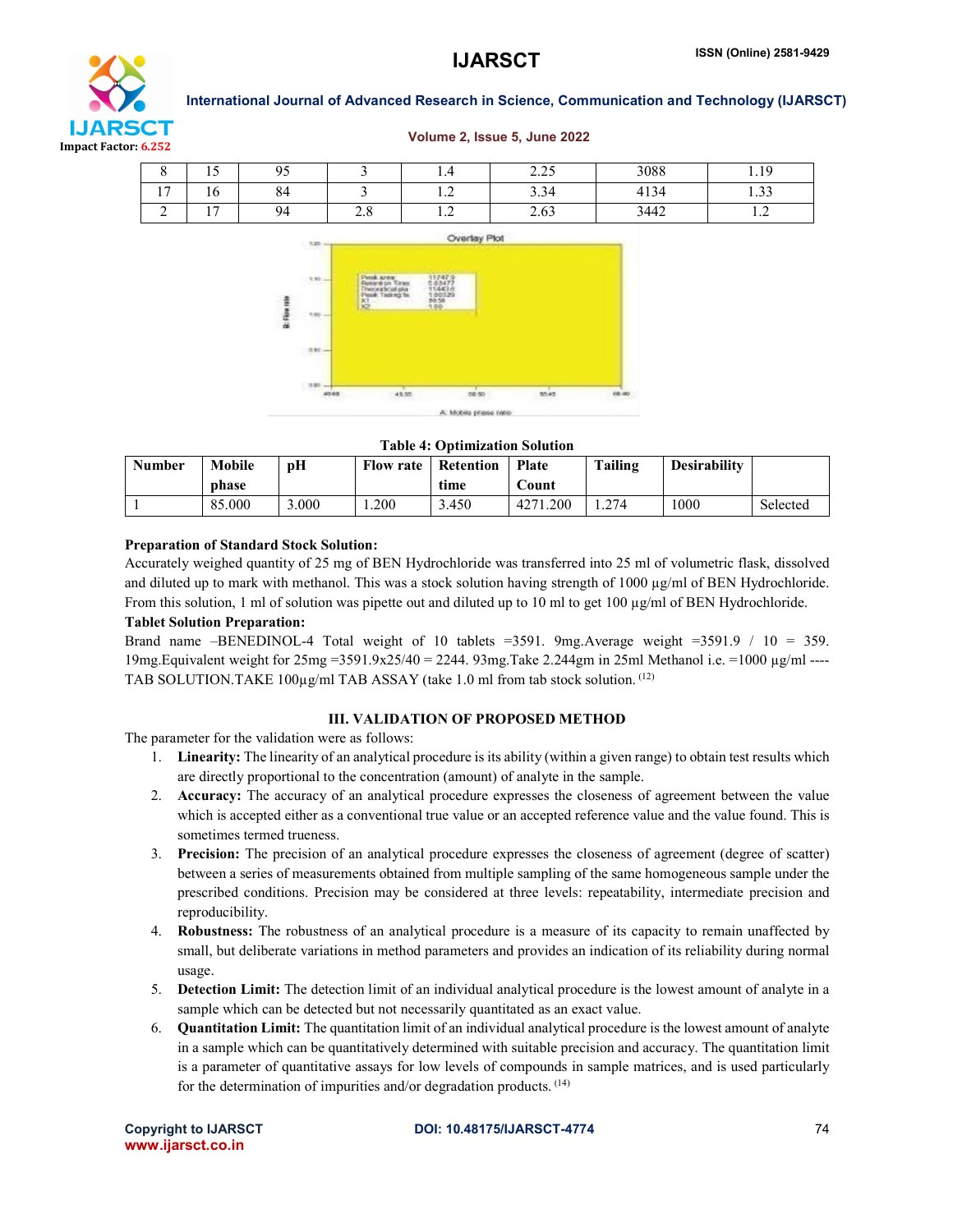| 8 | 15 | 95 | 3 | 1.4 | 2.25 | 3088 | 1.19 |
|---|---|---|---|---|---|---|---|
| 17 | 16 | 84 | 3 | 1.2 | 3.34 | 4134 | 1.33 |
| 2 | 17 | 94 | 2.8 | 1.2 | 2.63 | 3442 | 1.2 |

**Table 4: Optimization Solution**

| Number | Mobile phase | pH | Flow rate | Retention time | Plate Count | Tailing | Desirability | |
|---|---|---|---|---|---|---|---|---|
| 1 | 85.000 | 3.000 | 1.200 | 3.450 | 4271.200 | 1.274 | 1000 | Selected |

**Preparation of Standard Stock Solution:**

Accurately weighed quantity of 25 mg of BEN Hydrochloride was transferred into 25 ml of volumetric flask, dissolved and diluted up to mark with methanol. This was a stock solution having strength of 1000 µg/ml of BEN Hydrochloride. From this solution, 1 ml of solution was pipette out and diluted up to 10 ml to get 100 µg/ml of BEN Hydrochloride.

**Tablet Solution Preparation:**

Brand name –BENEDINOL-4 Total weight of 10 tablets =3591. 9mg.Average weight =3591.9 / 10 = 359. 19mg.Equivalent weight for 25mg =3591.9x25/40 = 2244. 93mg.Take 2.244gm in 25ml Methanol i.e. =1000 µg/ml ----TAB SOLUTION.TAKE 100µg/ml TAB ASSAY (take 1.0 ml from tab stock solution. [12]

## III. VALIDATION OF PROPOSED METHOD

The parameter for the validation were as follows:

1. **Linearity:** The linearity of an analytical procedure is its ability (within a given range) to obtain test results which are directly proportional to the concentration (amount) of analyte in the sample.
2. **Accuracy:** The accuracy of an analytical procedure expresses the closeness of agreement between the value which is accepted either as a conventional true value or an accepted reference value and the value found. This is sometimes termed trueness.
3. **Precision:** The precision of an analytical procedure expresses the closeness of agreement (degree of scatter) between a series of measurements obtained from multiple sampling of the same homogeneous sample under the prescribed conditions. Precision may be considered at three levels: repeatability, intermediate precision and reproducibility.
4. **Robustness:** The robustness of an analytical procedure is a measure of its capacity to remain unaffected by small, but deliberate variations in method parameters and provides an indication of its reliability during normal usage.
5. **Detection Limit:** The detection limit of an individual analytical procedure is the lowest amount of analyte in a sample which can be detected but not necessarily quantitated as an exact value.
6. **Quantitation Limit:** The quantitation limit of an individual analytical procedure is the lowest amount of analyte in a sample which can be quantitatively determined with suitable precision and accuracy. The quantitation limit is a parameter of quantitative assays for low levels of compounds in sample matrices, and is used particularly for the determination of impurities and/or degradation products. [14]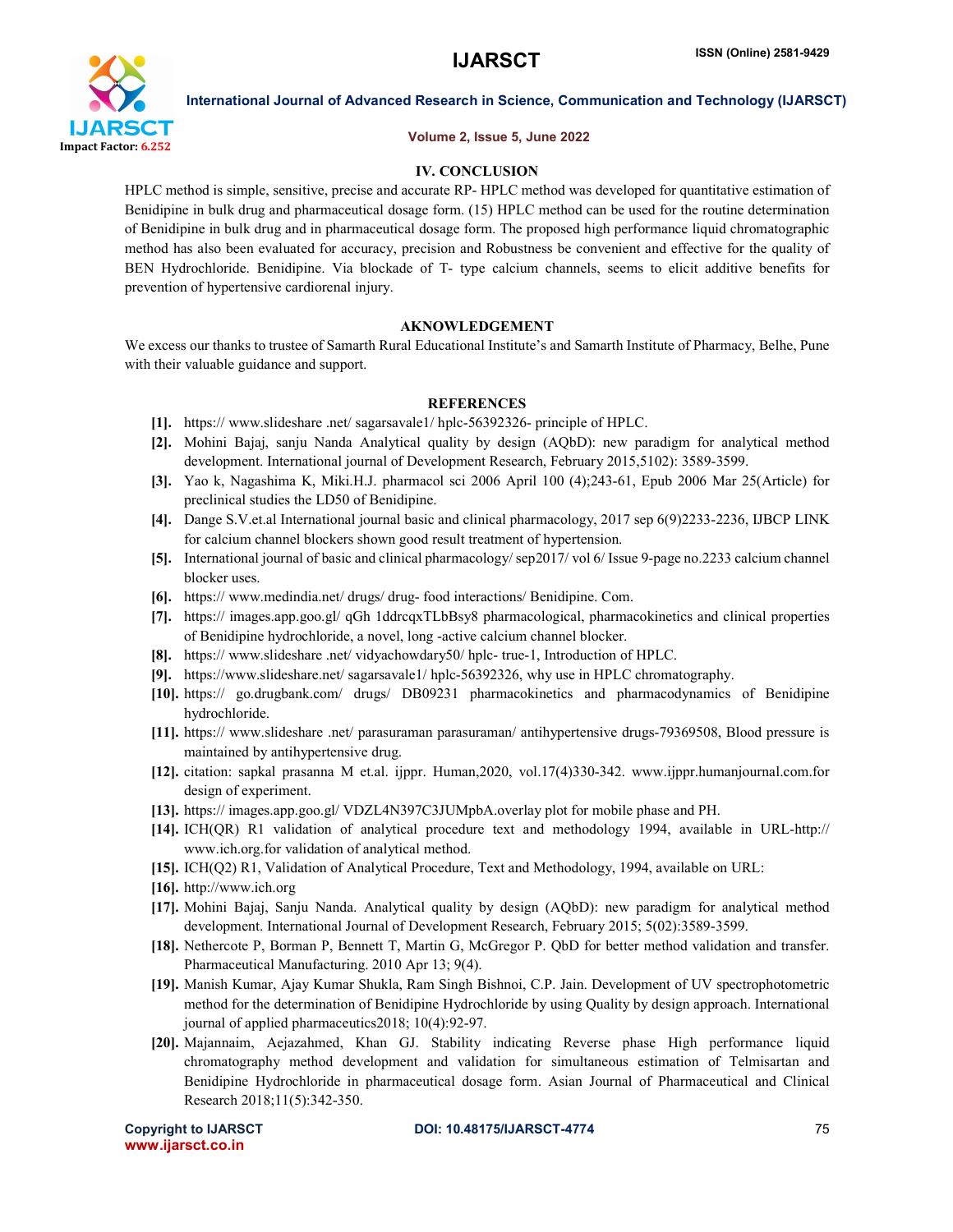## IV. CONCLUSION

HPLC method is simple, sensitive, precise and accurate RP- HPLC method was developed for quantitative estimation of Benidipine in bulk drug and pharmaceutical dosage form. (15) HPLC method can be used for the routine determination of Benidipine in bulk drug and in pharmaceutical dosage form. The proposed high performance liquid chromatographic method has also been evaluated for accuracy, precision and Robustness be convenient and effective for the quality of BEN Hydrochloride. Benidipine. Via blockade of T- type calcium channels, seems to elicit additive benefits for prevention of hypertensive cardiorenal injury.

## AKNOWLEDGEMENT

We excess our thanks to trustee of Samarth Rural Educational Institute's and Samarth Institute of Pharmacy, Belhe, Pune with their valuable guidance and support.

## REFERENCES

- **[1].** https:// www.slideshare .net/ sagarsavale1/ hplc-56392326- principle of HPLC.
- **[2].** Mohini Bajaj, sanju Nanda Analytical quality by design (AQbD): new paradigm for analytical method development. International journal of Development Research, February 2015,5102): 3589-3599.
- **[3].** Yao k, Nagashima K, Miki.H.J. pharmacol sci 2006 April 100 (4);243-61, Epub 2006 Mar 25(Article) for preclinical studies the LD50 of Benidipine.
- **[4].** Dange S.V.et.al International journal basic and clinical pharmacology, 2017 sep 6(9)2233-2236, IJBCP LINK for calcium channel blockers shown good result treatment of hypertension.
- **[5].** International journal of basic and clinical pharmacology/ sep2017/ vol 6/ Issue 9-page no.2233 calcium channel blocker uses.
- **[6].** https:// www.medindia.net/ drugs/ drug- food interactions/ Benidipine. Com.
- **[7].** https:// images.app.goo.gl/ qGh 1ddrcqxTLbBsy8 pharmacological, pharmacokinetics and clinical properties of Benidipine hydrochloride, a novel, long -active calcium channel blocker.
- **[8].** https:// www.slideshare .net/ vidyachowdary50/ hplc- true-1, Introduction of HPLC.
- **[9].** https://www.slideshare.net/ sagarsavale1/ hplc-56392326, why use in HPLC chromatography.
- **[10].** https:// go.drugbank.com/ drugs/ DB09231 pharmacokinetics and pharmacodynamics of Benidipine hydrochloride.
- **[11].** https:// www.slideshare .net/ parasuraman parasuraman/ antihypertensive drugs-79369508, Blood pressure is maintained by antihypertensive drug.
- **[12].** citation: sapkal prasanna M et.al. ijppr. Human,2020, vol.17(4)330-342. www.ijppr.humanjournal.com.for design of experiment.
- **[13].** https:// images.app.goo.gl/ VDZL4N397C3JUMpbA.overlay plot for mobile phase and PH.
- **[14].** ICH(QR) R1 validation of analytical procedure text and methodology 1994, available in URL-http:// www.ich.org.for validation of analytical method.
- **[15].** ICH(Q2) R1, Validation of Analytical Procedure, Text and Methodology, 1994, available on URL:
- **[16].** http://www.ich.org
- **[17].** Mohini Bajaj, Sanju Nanda. Analytical quality by design (AQbD): new paradigm for analytical method development. International Journal of Development Research, February 2015; 5(02):3589-3599.
- **[18].** Nethercote P, Borman P, Bennett T, Martin G, McGregor P. QbD for better method validation and transfer. Pharmaceutical Manufacturing. 2010 Apr 13; 9(4).
- **[19].** Manish Kumar, Ajay Kumar Shukla, Ram Singh Bishnoi, C.P. Jain. Development of UV spectrophotometric method for the determination of Benidipine Hydrochloride by using Quality by design approach. International journal of applied pharmaceutics2018; 10(4):92-97.
- **[20].** Majannaim, Aejazahmed, Khan GJ. Stability indicating Reverse phase High performance liquid chromatography method development and validation for simultaneous estimation of Telmisartan and Benidipine Hydrochloride in pharmaceutical dosage form. Asian Journal of Pharmaceutical and Clinical Research 2018;11(5):342-350.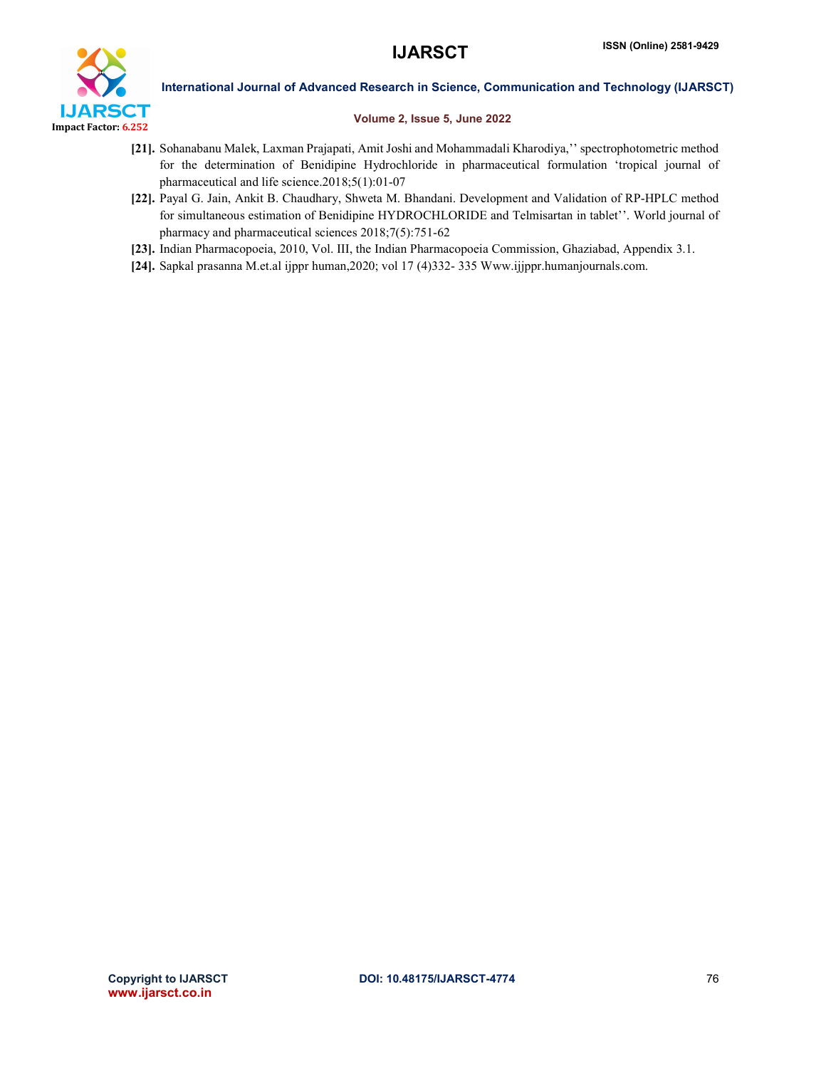**[21].** Sohanabanu Malek, Laxman Prajapati, Amit Joshi and Mohammadali Kharodiya,'' spectrophotometric method for the determination of Benidipine Hydrochloride in pharmaceutical formulation 'tropical journal of pharmaceutical and life science.2018;5(1):01-07

**[22].** Payal G. Jain, Ankit B. Chaudhary, Shweta M. Bhandani. Development and Validation of RP-HPLC method for simultaneous estimation of Benidipine HYDROCHLORIDE and Telmisartan in tablet''. World journal of pharmacy and pharmaceutical sciences 2018;7(5):751-62

**[23].** Indian Pharmacopoeia, 2010, Vol. III, the Indian Pharmacopoeia Commission, Ghaziabad, Appendix 3.1.

**[24].** Sapkal prasanna M.et.al ijppr human,2020; vol 17 (4)332- 335 Www.ijjppr.humanjournals.com.